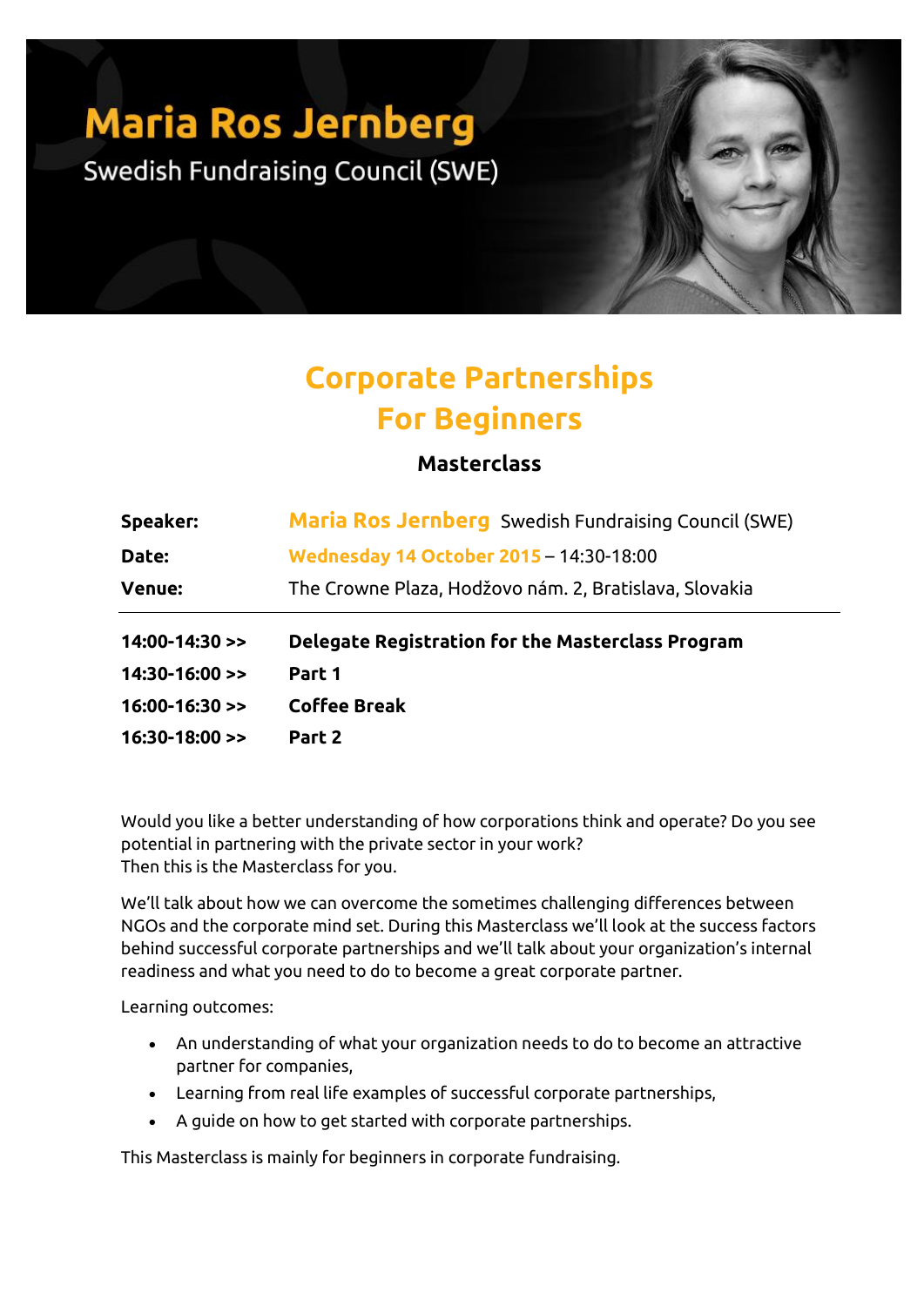# Maria Ros Jernberg

Swedish Fundraising Council (SWE)

## Corporate Partnerships For Beginners

### Masterclass

| | |
|---|---|
| **Speaker:** | **Maria Ros Jernberg** Swedish Fundraising Council (SWE) |
| **Date:** | **Wednesday 14 October 2015** – 14:30-18:00 |
| **Venue:** | The Crowne Plaza, Hodžovo nám. 2, Bratislava, Slovakia |

| | |
|---|---|
| **14:00-14:30 >>** | **Delegate Registration for the Masterclass Program** |
| **14:30-16:00 >>** | **Part 1** |
| **16:00-16:30 >>** | **Coffee Break** |
| **16:30-18:00 >>** | **Part 2** |

Would you like a better understanding of how corporations think and operate? Do you see potential in partnering with the private sector in your work?
Then this is the Masterclass for you.

We'll talk about how we can overcome the sometimes challenging differences between NGOs and the corporate mind set. During this Masterclass we'll look at the success factors behind successful corporate partnerships and we'll talk about your organization's internal readiness and what you need to do to become a great corporate partner.

Learning outcomes:

- An understanding of what your organization needs to do to become an attractive partner for companies,
- Learning from real life examples of successful corporate partnerships,
- A guide on how to get started with corporate partnerships.

This Masterclass is mainly for beginners in corporate fundraising.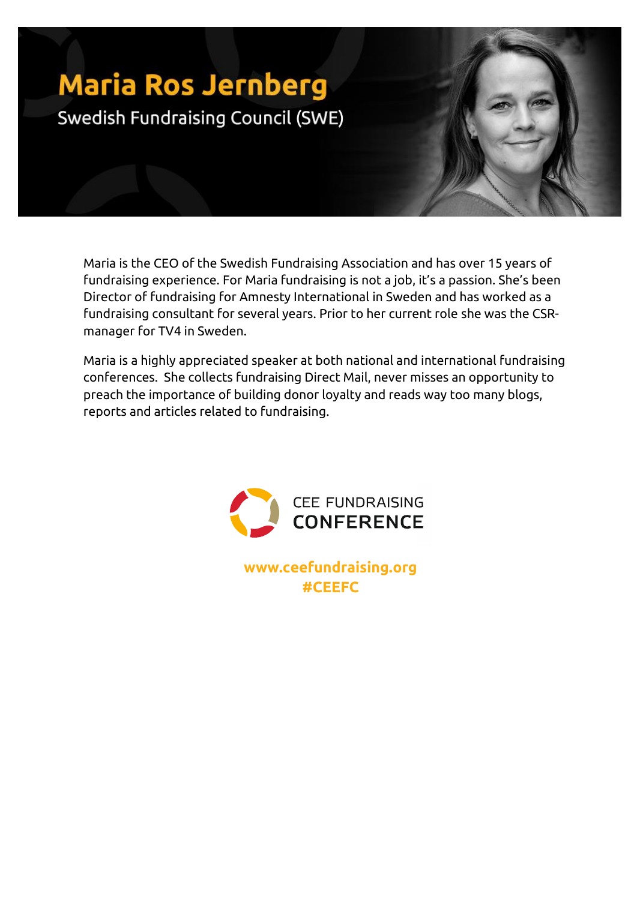# Maria Ros Jernberg

Swedish Fundraising Council (SWE)

Maria is the CEO of the Swedish Fundraising Association and has over 15 years of fundraising experience. For Maria fundraising is not a job, it's a passion. She's been Director of fundraising for Amnesty International in Sweden and has worked as a fundraising consultant for several years. Prior to her current role she was the CSR-manager for TV4 in Sweden.

Maria is a highly appreciated speaker at both national and international fundraising conferences. She collects fundraising Direct Mail, never misses an opportunity to preach the importance of building donor loyalty and reads way too many blogs, reports and articles related to fundraising.

CEE FUNDRAISING CONFERENCE

**www.ceefundraising.org**
**#CEEFC**